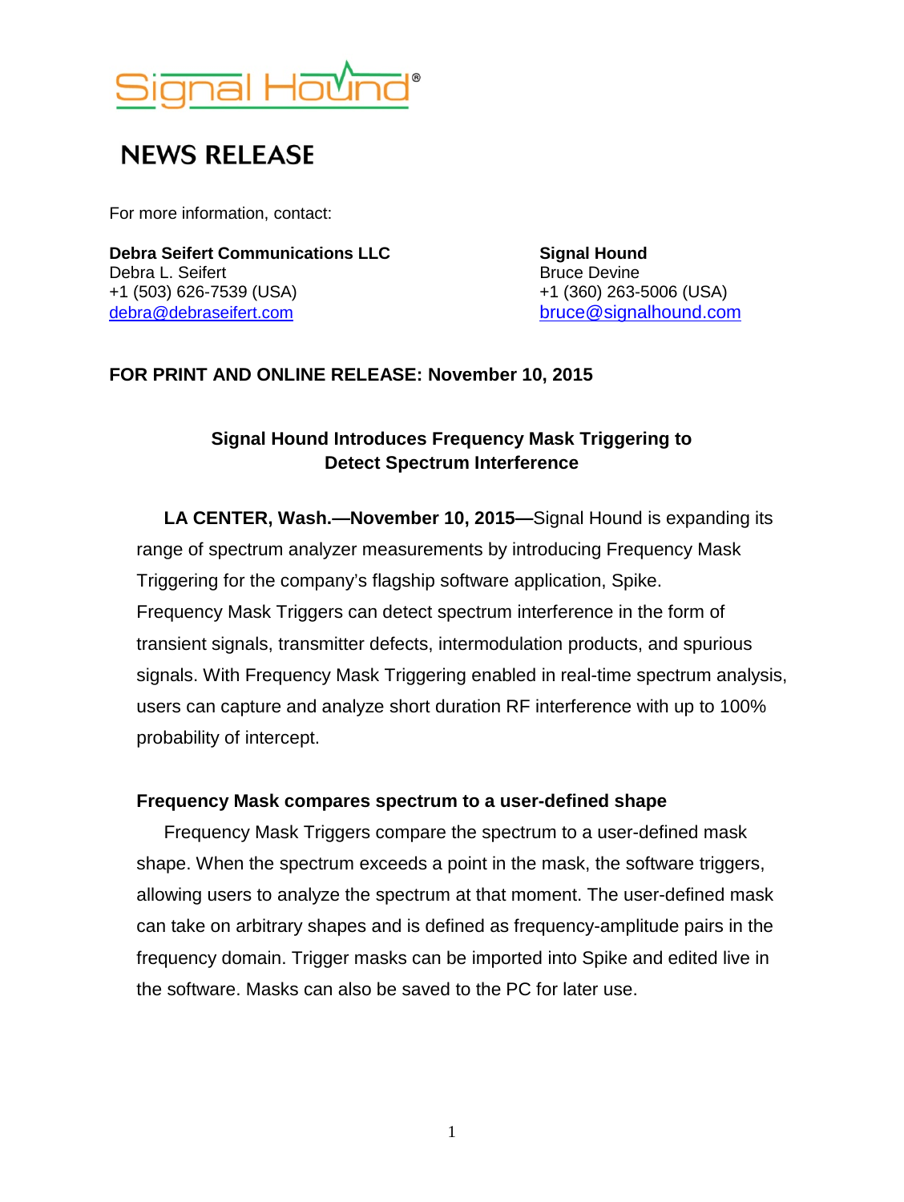Signal Hound®

# NEWS RELEASE

For more information, contact:

**Debra Seifert Communications LLC**
Debra L. Seifert
+1 (503) 626-7539 (USA)
debra@debraseifert.com

**Signal Hound**
Bruce Devine
+1 (360) 263-5006 (USA)
bruce@signalhound.com

**FOR PRINT AND ONLINE RELEASE: November 10, 2015**

## Signal Hound Introduces Frequency Mask Triggering to Detect Spectrum Interference

**LA CENTER, Wash.—November 10, 2015—**Signal Hound is expanding its range of spectrum analyzer measurements by introducing Frequency Mask Triggering for the company's flagship software application, Spike. Frequency Mask Triggers can detect spectrum interference in the form of transient signals, transmitter defects, intermodulation products, and spurious signals. With Frequency Mask Triggering enabled in real-time spectrum analysis, users can capture and analyze short duration RF interference with up to 100% probability of intercept.

### Frequency Mask compares spectrum to a user-defined shape

Frequency Mask Triggers compare the spectrum to a user-defined mask shape. When the spectrum exceeds a point in the mask, the software triggers, allowing users to analyze the spectrum at that moment. The user-defined mask can take on arbitrary shapes and is defined as frequency-amplitude pairs in the frequency domain. Trigger masks can be imported into Spike and edited live in the software. Masks can also be saved to the PC for later use.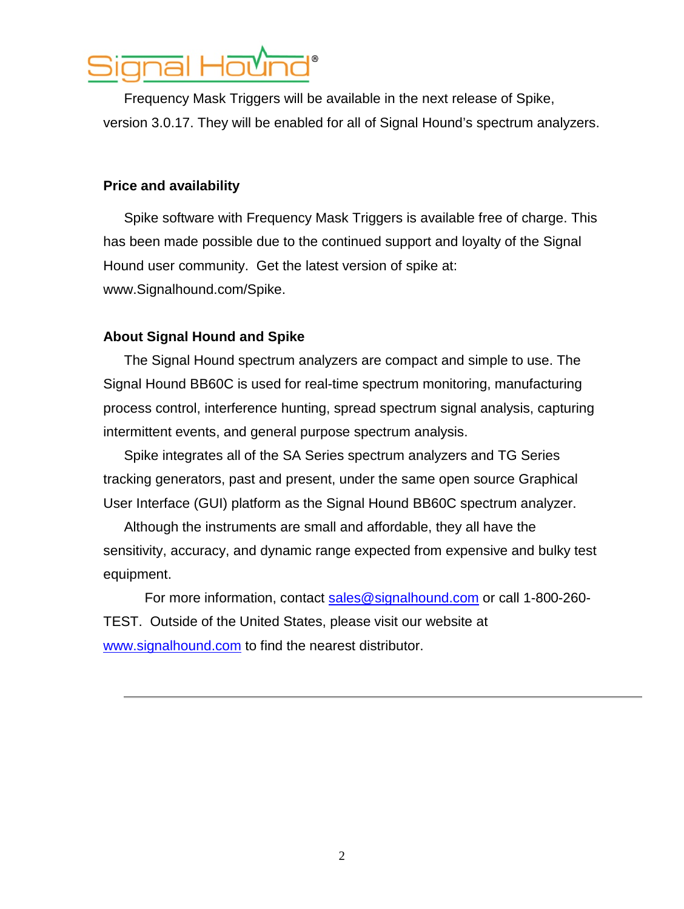Frequency Mask Triggers will be available in the next release of Spike, version 3.0.17. They will be enabled for all of Signal Hound's spectrum analyzers.

**Price and availability**

Spike software with Frequency Mask Triggers is available free of charge. This has been made possible due to the continued support and loyalty of the Signal Hound user community. Get the latest version of spike at: www.Signalhound.com/Spike.

**About Signal Hound and Spike**

The Signal Hound spectrum analyzers are compact and simple to use. The Signal Hound BB60C is used for real-time spectrum monitoring, manufacturing process control, interference hunting, spread spectrum signal analysis, capturing intermittent events, and general purpose spectrum analysis.

Spike integrates all of the SA Series spectrum analyzers and TG Series tracking generators, past and present, under the same open source Graphical User Interface (GUI) platform as the Signal Hound BB60C spectrum analyzer.

Although the instruments are small and affordable, they all have the sensitivity, accuracy, and dynamic range expected from expensive and bulky test equipment.

For more information, contact sales@signalhound.com or call 1-800-260-TEST. Outside of the United States, please visit our website at www.signalhound.com to find the nearest distributor.

---